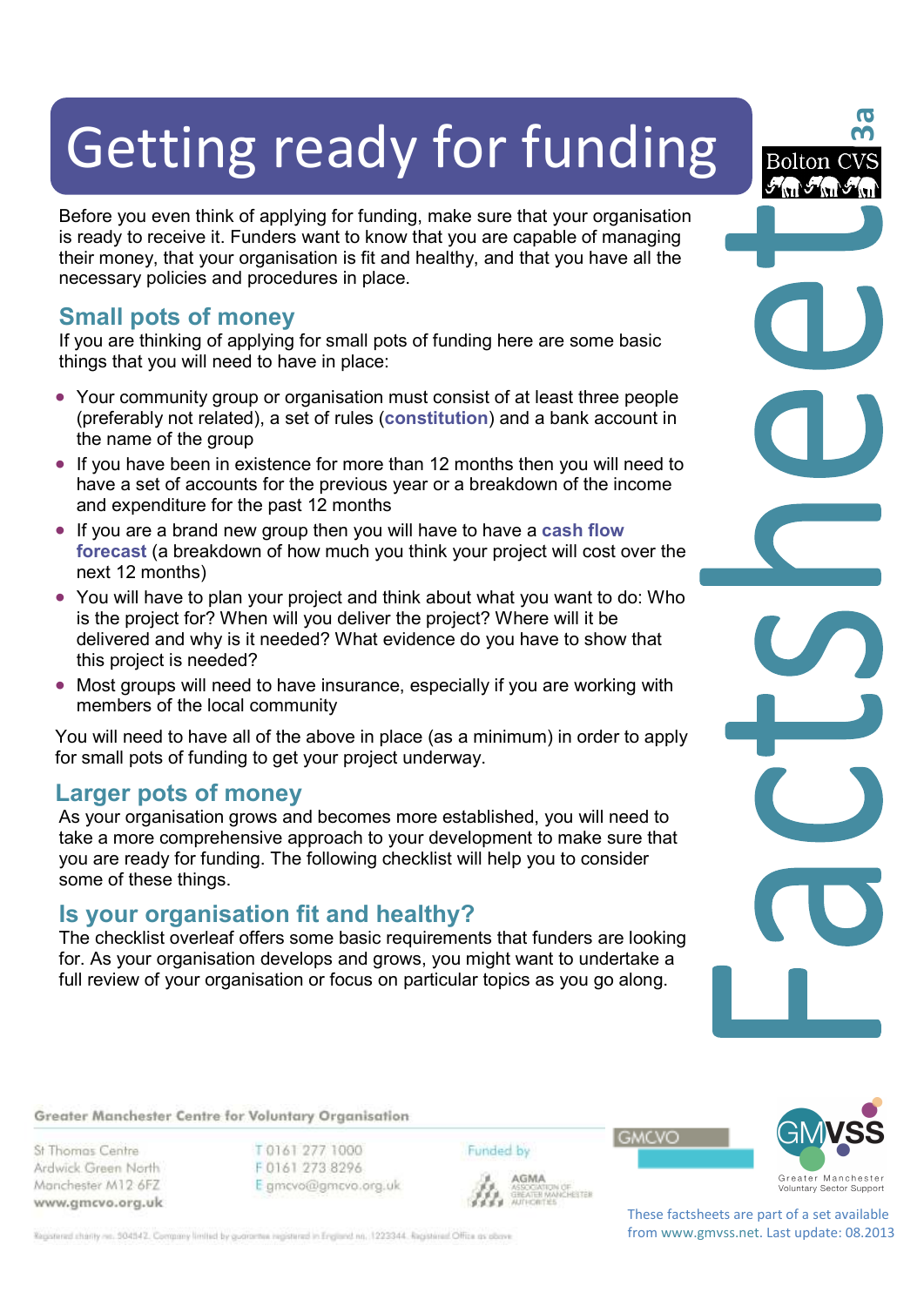# Getting ready for funding

Before you even think of applying for funding, make sure that your organisation is ready to receive it. Funders want to know that you are capable of managing their money, that your organisation is fit and healthy, and that you have all the necessary policies and procedures in place.

## Small pots of money

If you are thinking of applying for small pots of funding here are some basic things that you will need to have in place:

- Your community group or organisation must consist of at least three people (preferably not related), a set of rules (**constitution**) and a bank account in the name of the group
- If you have been in existence for more than 12 months then you will need to have a set of accounts for the previous year or a breakdown of the income and expenditure for the past 12 months
- If you are a brand new group then you will have to have a **cash flow forecast** (a breakdown of how much you think your project will cost over the next 12 months)
- You will have to plan your project and think about what you want to do: Who is the project for? When will you deliver the project? Where will it be delivered and why is it needed? What evidence do you have to show that this project is needed?
- Most groups will need to have insurance, especially if you are working with members of the local community

You will need to have all of the above in place (as a minimum) in order to apply for small pots of funding to get your project underway.

## Larger pots of money

As your organisation grows and becomes more established, you will need to take a more comprehensive approach to your development to make sure that you are ready for funding. The following checklist will help you to consider some of these things.

## Is your organisation fit and healthy?

The checklist overleaf offers some basic requirements that funders are looking for. As your organisation develops and grows, you might want to undertake a full review of your organisation or focus on particular topics as you go along.

Greater Manchester Centre for Voluntary Organisation
St Thomas Centre
Ardwick Green North
Manchester M12 6FZ
www.gmcvo.org.uk

T 0161 277 1000
F 0161 273 8296
E gmcvo@gmcvo.org.uk

Funded by AGMA Association of Greater Manchester Authorities

Registered charity no. 504542. Company limited by guarantee registered in England no. 1223344. Registered Office as above

These factsheets are part of a set available from www.gmvss.net. Last update: 08.2013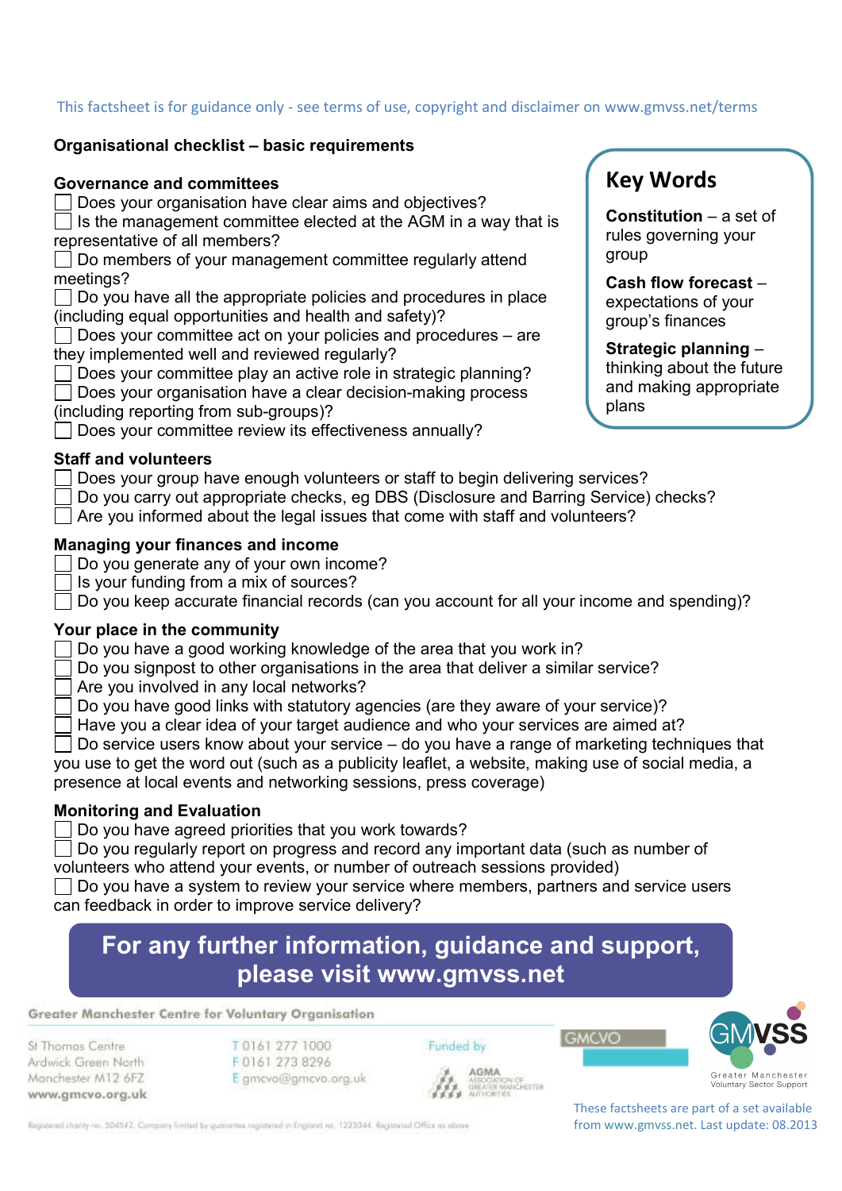This factsheet is for guidance only - see terms of use, copyright and disclaimer on www.gmvss.net/terms

## Organisational checklist – basic requirements

### Governance and committees

- ☐ Does your organisation have clear aims and objectives?
- ☐ Is the management committee elected at the AGM in a way that is representative of all members?
- ☐ Do members of your management committee regularly attend meetings?
- ☐ Do you have all the appropriate policies and procedures in place (including equal opportunities and health and safety)?
- ☐ Does your committee act on your policies and procedures – are they implemented well and reviewed regularly?
- ☐ Does your committee play an active role in strategic planning?
- ☐ Does your organisation have a clear decision-making process (including reporting from sub-groups)?
- ☐ Does your committee review its effectiveness annually?

> ## Key Words
>
> **Constitution** – a set of rules governing your group
>
> **Cash flow forecast** – expectations of your group's finances
>
> **Strategic planning** – thinking about the future and making appropriate plans

### Staff and volunteers

- ☐ Does your group have enough volunteers or staff to begin delivering services?
- ☐ Do you carry out appropriate checks, eg DBS (Disclosure and Barring Service) checks?
- ☐ Are you informed about the legal issues that come with staff and volunteers?

### Managing your finances and income

- ☐ Do you generate any of your own income?
- ☐ Is your funding from a mix of sources?
- ☐ Do you keep accurate financial records (can you account for all your income and spending)?

### Your place in the community

- ☐ Do you have a good working knowledge of the area that you work in?
- ☐ Do you signpost to other organisations in the area that deliver a similar service?
- ☐ Are you involved in any local networks?
- ☐ Do you have good links with statutory agencies (are they aware of your service)?
- ☐ Have you a clear idea of your target audience and who your services are aimed at?
- ☐ Do service users know about your service – do you have a range of marketing techniques that you use to get the word out (such as a publicity leaflet, a website, making use of social media, a presence at local events and networking sessions, press coverage)

### Monitoring and Evaluation

- ☐ Do you have agreed priorities that you work towards?
- ☐ Do you regularly report on progress and record any important data (such as number of volunteers who attend your events, or number of outreach sessions provided)
- ☐ Do you have a system to review your service where members, partners and service users can feedback in order to improve service delivery?

**For any further information, guidance and support, please visit www.gmvss.net**

Greater Manchester Centre for Voluntary Organisation

St Thomas Centre
Ardwick Green North
Manchester M12 6FZ
www.gmcvo.org.uk

T 0161 277 1000
F 0161 273 8296
E gmcvo@gmcvo.org.uk

Funded by AGMA Association of Greater Manchester Authorities

GMCVO

GMVSS Greater Manchester Voluntary Sector Support

These factsheets are part of a set available from www.gmvss.net. Last update: 08.2013

Registered charity no. 504542. Company limited by guarantee registered in England no. 1223344. Registered Office as above